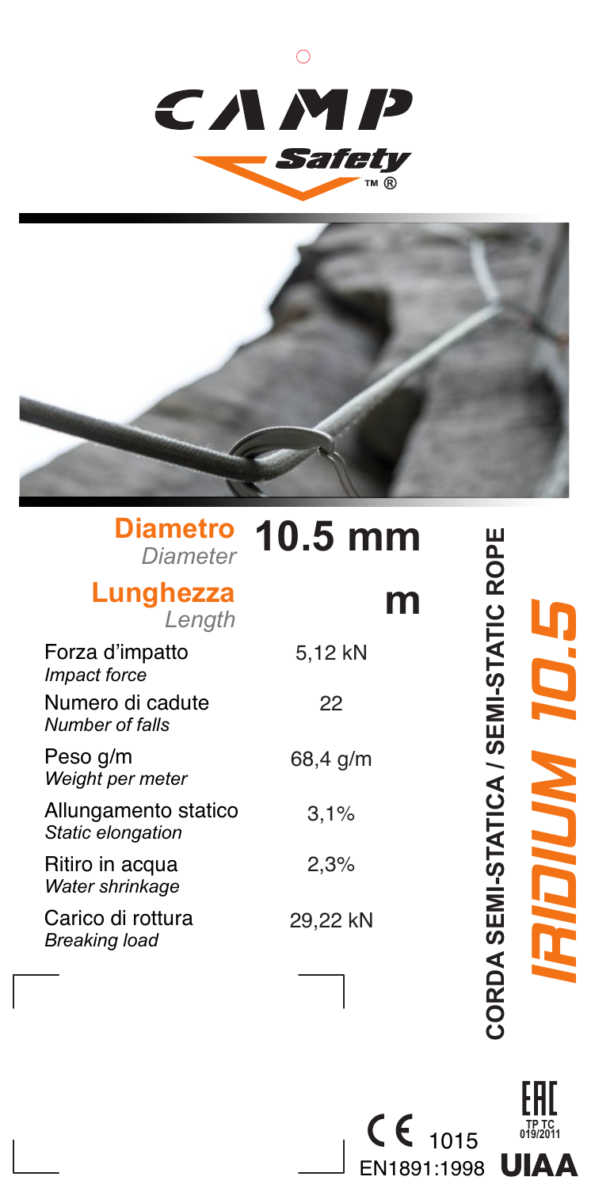CAMP Safety

**CORDA SEMI-STATICA / SEMI-STATIC ROPE**

# IRIDIUM 10.5

| | |
|---|---|
| **Diametro** *Diameter* | **10.5 mm** |
| **Lunghezza** *Length* | **m** |
| Forza d'impatto *Impact force* | 5,12 kN |
| Numero di cadute *Number of falls* | 22 |
| Peso g/m *Weight per meter* | 68,4 g/m |
| Allungamento statico *Static elongation* | 3,1% |
| Ritiro in acqua *Water shrinkage* | 2,3% |
| Carico di rottura *Breaking load* | 29,22 kN |

CE 1015
EN1891:1998

EAC TP TC 019/2011

UIAA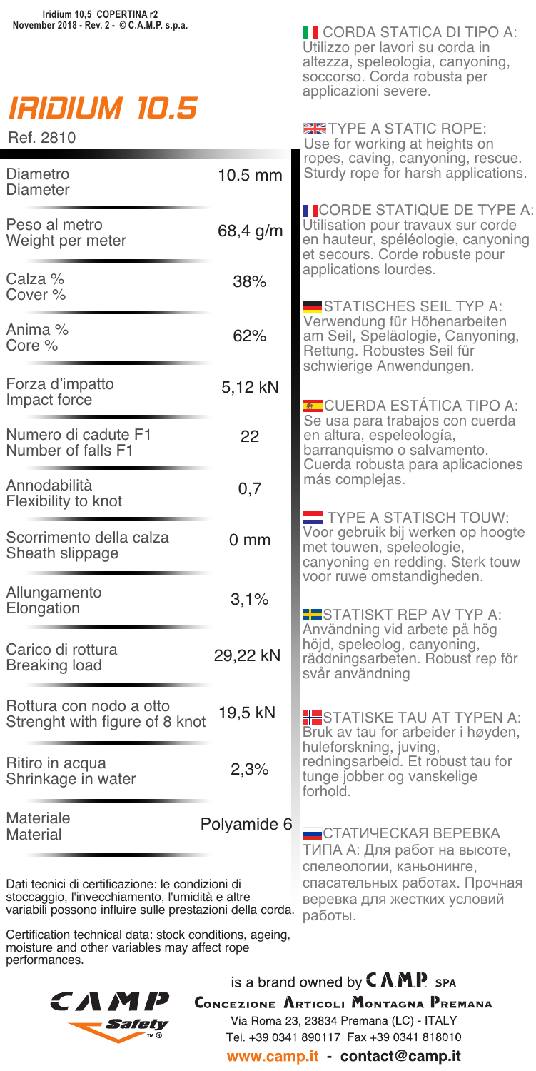Iridium 10,5_COPERTINA r2
November 2018 - Rev. 2 - © C.A.M.P. s.p.a.

# IRIDIUM 10.5

Ref. 2810

| | |
|---|---|
| Diametro<br>Diameter | 10.5 mm |
| Peso al metro<br>Weight per meter | 68,4 g/m |
| Calza %<br>Cover % | 38% |
| Anima %<br>Core % | 62% |
| Forza d'impatto<br>Impact force | 5,12 kN |
| Numero di cadute F1<br>Number of falls F1 | 22 |
| Annodabilità<br>Flexibility to knot | 0,7 |
| Scorrimento della calza<br>Sheath slippage | 0 mm |
| Allungamento<br>Elongation | 3,1% |
| Carico di rottura<br>Breaking load | 29,22 kN |
| Rottura con nodo a otto<br>Strenght with figure of 8 knot | 19,5 kN |
| Ritiro in acqua<br>Shrinkage in water | 2,3% |
| Materiale<br>Material | Polyamide 6 |

Dati tecnici di certificazione: le condizioni di stoccaggio, l'invecchiamento, l'umidità e altre variabili possono influire sulle prestazioni della corda.

Certification technical data: stock conditions, ageing, moisture and other variables may affect rope performances.

CORDA STATICA DI TIPO A: Utilizzo per lavori su corda in altezza, speleologia, canyoning, soccorso. Corda robusta per applicazioni severe.

TYPE A STATIC ROPE: Use for working at heights on ropes, caving, canyoning, rescue. Sturdy rope for harsh applications.

CORDE STATIQUE DE TYPE A: Utilisation pour travaux sur corde en hauteur, spéléologie, canyoning et secours. Corde robuste pour applications lourdes.

STATISCHES SEIL TYP A: Verwendung für Höhenarbeiten am Seil, Speläologie, Canyoning, Rettung. Robustes Seil für schwierige Anwendungen.

CUERDA ESTÁTICA TIPO A: Se usa para trabajos con cuerda en altura, espeleología, barranquismo o salvamento. Cuerda robusta para aplicaciones más complejas.

TYPE A STATISCH TOUW: Voor gebruik bij werken op hoogte met touwen, speleologie, canyoning en redding. Sterk touw voor ruwe omstandigheden.

STATISKT REP AV TYP A: Användning vid arbete på hög höjd, speleolog, canyoning, räddningsarbeten. Robust rep för svår användning

STATISKE TAU AT TYPEN A: Bruk av tau for arbeider i høyden, huleforskning, juving, redningsarbeid. Et robust tau for tunge jobber og vanskelige forhold.

СТАТИЧЕСКАЯ ВЕРЕВКА ТИПА А: Для работ на высоте, спелеологии, каньонинге, спасательных работах. Прочная веревка для жестких условий работы.

CAMP Safety

is a brand owned by C.A.M.P. SPA
Concezione Articoli Montagna Premana
Via Roma 23, 23834 Premana (LC) - ITALY
Tel. +39 0341 890117 Fax +39 0341 818010
www.camp.it - contact@camp.it